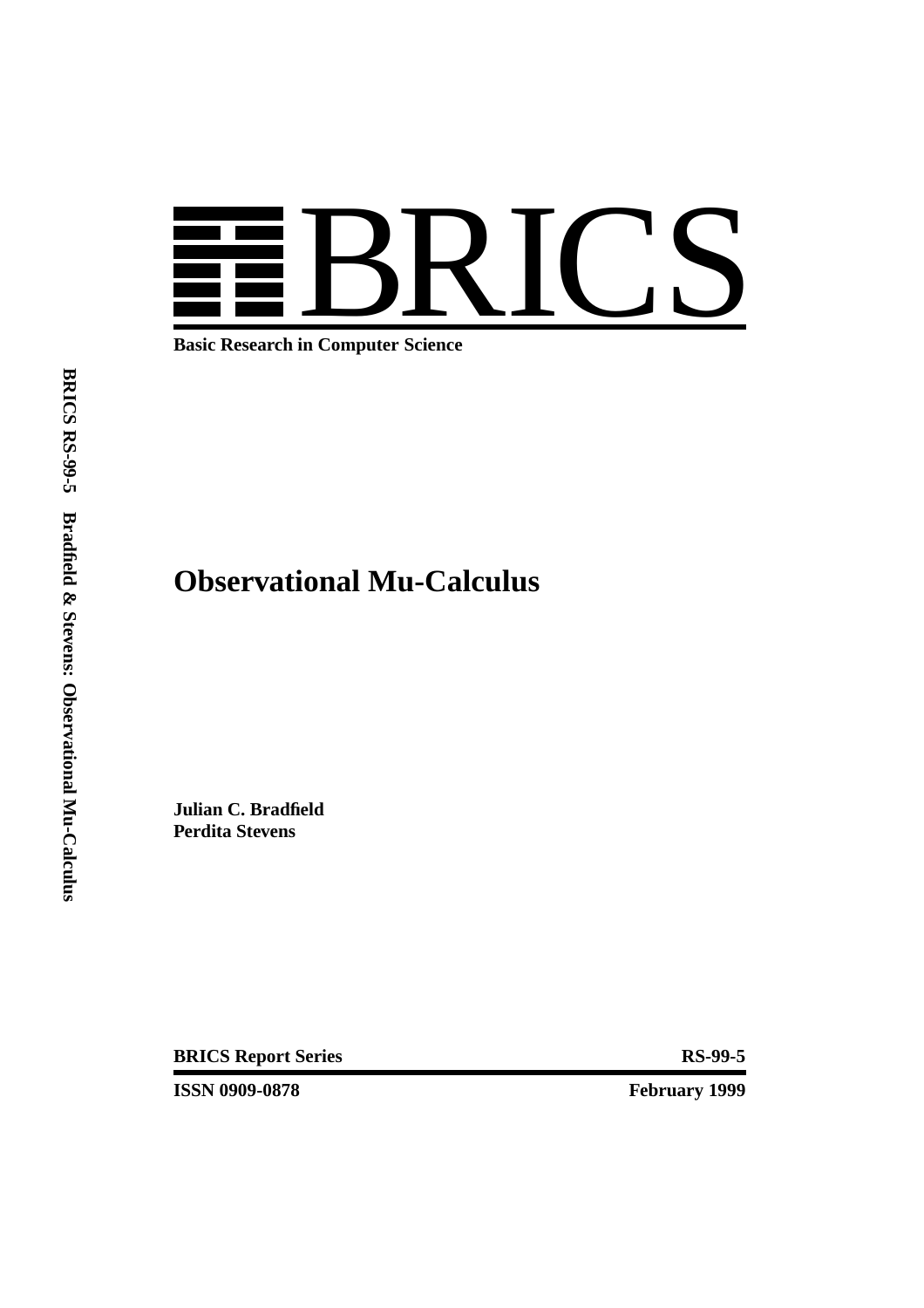# BRICS

**Basic Research in Computer Science**

**BRICS RS-99-5 Bradfield & Stevens: Observational Mu-Calculus**

# Observational Mu-Calculus

**Julian C. Bradfield**
**Perdita Stevens**

**BRICS Report Series** **RS-99-5**

**ISSN 0909-0878** **February 1999**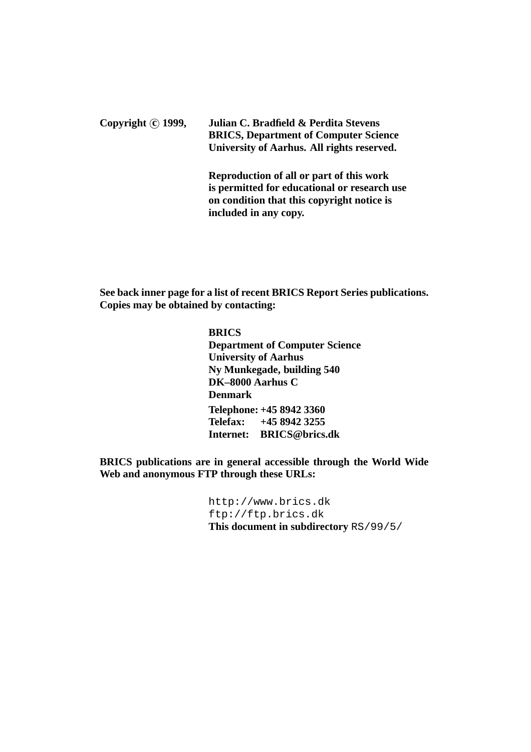**Copyright © 1999, Julian C. Bradfield & Perdita Stevens**
**BRICS, Department of Computer Science**
**University of Aarhus. All rights reserved.**

**Reproduction of all or part of this work is permitted for educational or research use on condition that this copyright notice is included in any copy.**

**See back inner page for a list of recent BRICS Report Series publications. Copies may be obtained by contacting:**

**BRICS**
**Department of Computer Science**
**University of Aarhus**
**Ny Munkegade, building 540**
**DK–8000 Aarhus C**
**Denmark**
**Telephone: +45 8942 3360**
**Telefax: +45 8942 3255**
**Internet: BRICS@brics.dk**

**BRICS publications are in general accessible through the World Wide Web and anonymous FTP through these URLs:**

`http://www.brics.dk`
`ftp://ftp.brics.dk`
**This document in subdirectory** `RS/99/5/`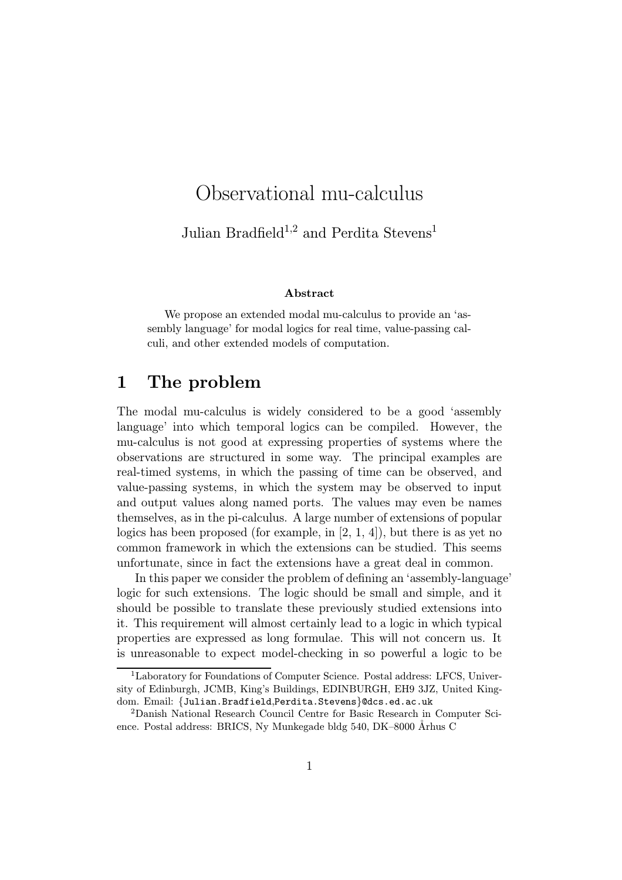# Observational mu-calculus

Julian Bradfield[1,2] and Perdita Stevens[1]

**Abstract**

We propose an extended modal mu-calculus to provide an 'assembly language' for modal logics for real time, value-passing calculi, and other extended models of computation.

## 1 The problem

The modal mu-calculus is widely considered to be a good 'assembly language' into which temporal logics can be compiled. However, the mu-calculus is not good at expressing properties of systems where the observations are structured in some way. The principal examples are real-timed systems, in which the passing of time can be observed, and value-passing systems, in which the system may be observed to input and output values along named ports. The values may even be names themselves, as in the pi-calculus. A large number of extensions of popular logics has been proposed (for example, in [2, 1, 4]), but there is as yet no common framework in which the extensions can be studied. This seems unfortunate, since in fact the extensions have a great deal in common.

In this paper we consider the problem of defining an 'assembly-language' logic for such extensions. The logic should be small and simple, and it should be possible to translate these previously studied extensions into it. This requirement will almost certainly lead to a logic in which typical properties are expressed as long formulae. This will not concern us. It is unreasonable to expect model-checking in so powerful a logic to be

---

[1]Laboratory for Foundations of Computer Science. Postal address: LFCS, University of Edinburgh, JCMB, King's Buildings, EDINBURGH, EH9 3JZ, United Kingdom. Email: {Julian.Bradfield,Perdita.Stevens}@dcs.ed.ac.uk

[2]Danish National Research Council Centre for Basic Research in Computer Science. Postal address: BRICS, Ny Munkegade bldg 540, DK–8000 Århus C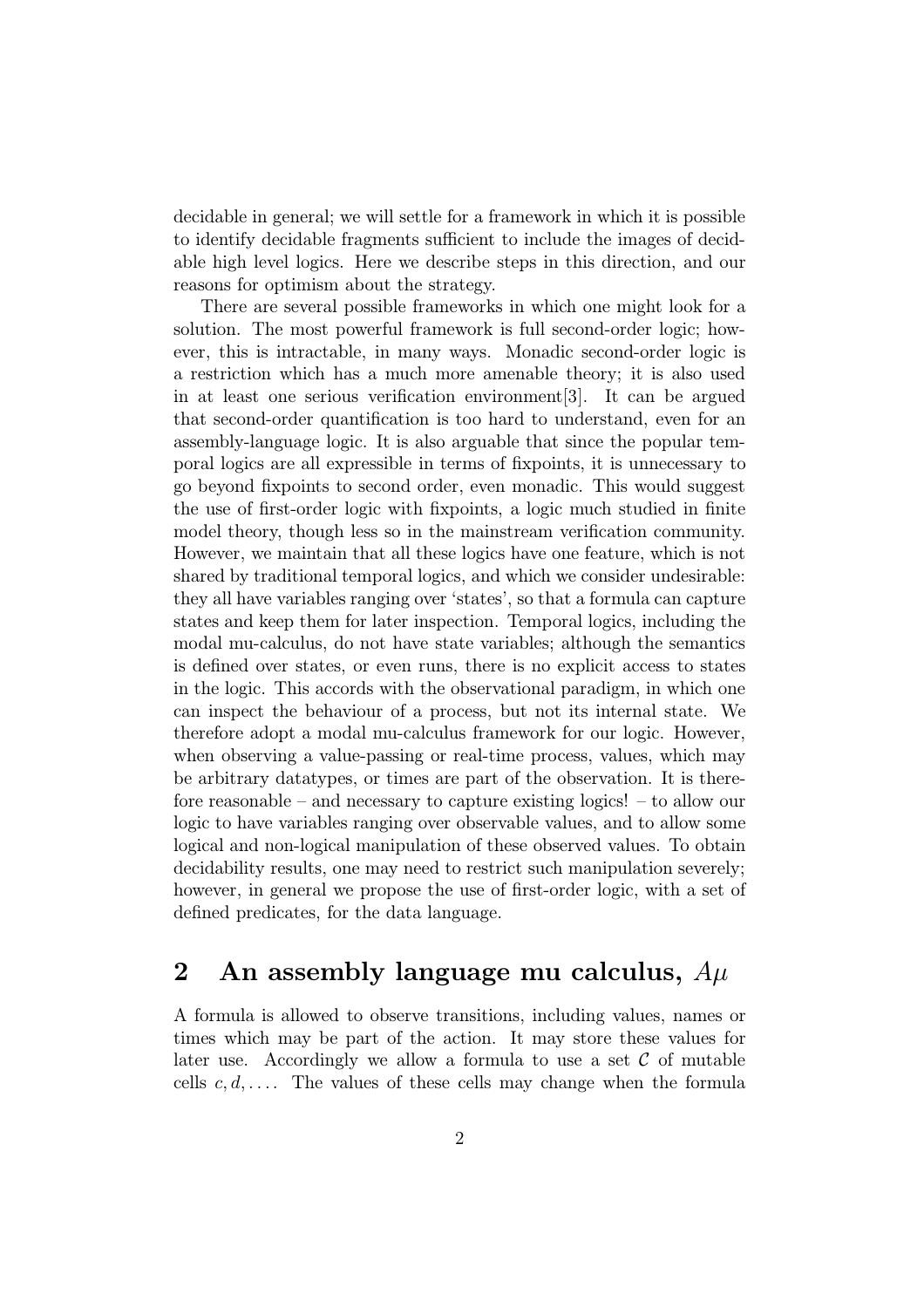decidable in general; we will settle for a framework in which it is possible to identify decidable fragments sufficient to include the images of decidable high level logics. Here we describe steps in this direction, and our reasons for optimism about the strategy.

There are several possible frameworks in which one might look for a solution. The most powerful framework is full second-order logic; however, this is intractable, in many ways. Monadic second-order logic is a restriction which has a much more amenable theory; it is also used in at least one serious verification environment[3]. It can be argued that second-order quantification is too hard to understand, even for an assembly-language logic. It is also arguable that since the popular temporal logics are all expressible in terms of fixpoints, it is unnecessary to go beyond fixpoints to second order, even monadic. This would suggest the use of first-order logic with fixpoints, a logic much studied in finite model theory, though less so in the mainstream verification community. However, we maintain that all these logics have one feature, which is not shared by traditional temporal logics, and which we consider undesirable: they all have variables ranging over 'states', so that a formula can capture states and keep them for later inspection. Temporal logics, including the modal mu-calculus, do not have state variables; although the semantics is defined over states, or even runs, there is no explicit access to states in the logic. This accords with the observational paradigm, in which one can inspect the behaviour of a process, but not its internal state. We therefore adopt a modal mu-calculus framework for our logic. However, when observing a value-passing or real-time process, values, which may be arbitrary datatypes, or times are part of the observation. It is therefore reasonable – and necessary to capture existing logics! – to allow our logic to have variables ranging over observable values, and to allow some logical and non-logical manipulation of these observed values. To obtain decidability results, one may need to restrict such manipulation severely; however, in general we propose the use of first-order logic, with a set of defined predicates, for the data language.

## 2 An assembly language mu calculus, $A\mu$

A formula is allowed to observe transitions, including values, names or times which may be part of the action. It may store these values for later use. Accordingly we allow a formula to use a set $\mathcal{C}$ of mutable cells $c, d, \ldots$. The values of these cells may change when the formula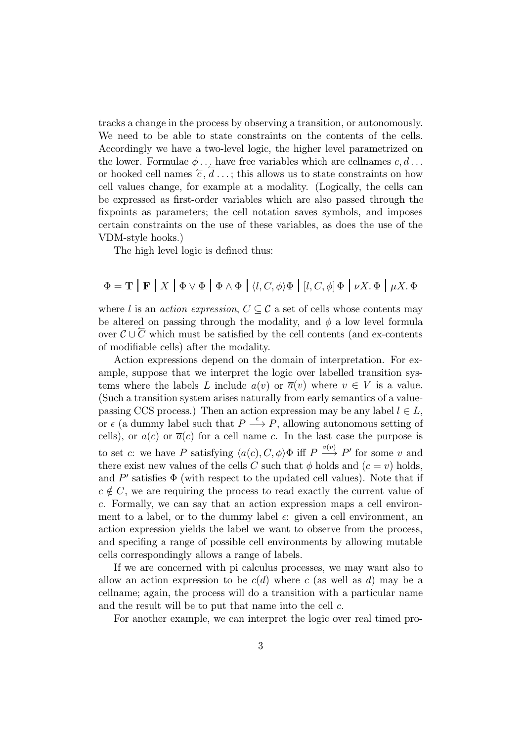tracks a change in the process by observing a transition, or autonomously. We need to be able to state constraints on the contents of the cells. Accordingly we have a two-level logic, the higher level parametrized on the lower. Formulae $\phi \ldots$ have free variables which are cellnames $c, d \ldots$ or hooked cell names $\overleftarrow{c}, \overleftarrow{d} \ldots$; this allows us to state constraints on how cell values change, for example at a modality. (Logically, the cells can be expressed as first-order variables which are also passed through the fixpoints as parameters; the cell notation saves symbols, and imposes certain constraints on the use of these variables, as does the use of the VDM-style hooks.)

The high level logic is defined thus:

$$\Phi = \mathbf{T} \bigm| \mathbf{F} \bigm| X \bigm| \Phi \vee \Phi \bigm| \Phi \wedge \Phi \bigm| \langle l, C, \phi \rangle \Phi \bigm| [l, C, \phi]\, \Phi \bigm| \nu X.\, \Phi \bigm| \mu X.\, \Phi$$

where $l$ is an *action expression*, $C \subseteq \mathcal{C}$ a set of cells whose contents may be altered on passing through the modality, and $\phi$ a low level formula over $\mathcal{C} \cup \overleftarrow{C}$ which must be satisfied by the cell contents (and ex-contents of modifiable cells) after the modality.

Action expressions depend on the domain of interpretation. For example, suppose that we interpret the logic over labelled transition systems where the labels $L$ include $a(v)$ or $\overline{a}(v)$ where $v \in V$ is a value. (Such a transition system arises naturally from early semantics of a value-passing CCS process.) Then an action expression may be any label $l \in L$, or $\epsilon$ (a dummy label such that $P \stackrel{\epsilon}{\longrightarrow} P$, allowing autonomous setting of cells), or $a(c)$ or $\overline{a}(c)$ for a cell name $c$. In the last case the purpose is to set $c$: we have $P$ satisfying $\langle a(c), C, \phi \rangle \Phi$ iff $P \stackrel{a(v)}{\longrightarrow} P'$ for some $v$ and there exist new values of the cells $C$ such that $\phi$ holds and $(c = v)$ holds, and $P'$ satisfies $\Phi$ (with respect to the updated cell values). Note that if $c \notin C$, we are requiring the process to read exactly the current value of $c$. Formally, we can say that an action expression maps a cell environment to a label, or to the dummy label $\epsilon$: given a cell environment, an action expression yields the label we want to observe from the process, and specifing a range of possible cell environments by allowing mutable cells correspondingly allows a range of labels.

If we are concerned with pi calculus processes, we may want also to allow an action expression to be $c(d)$ where $c$ (as well as $d$) may be a cellname; again, the process will do a transition with a particular name and the result will be to put that name into the cell $c$.

For another example, we can interpret the logic over real timed pro-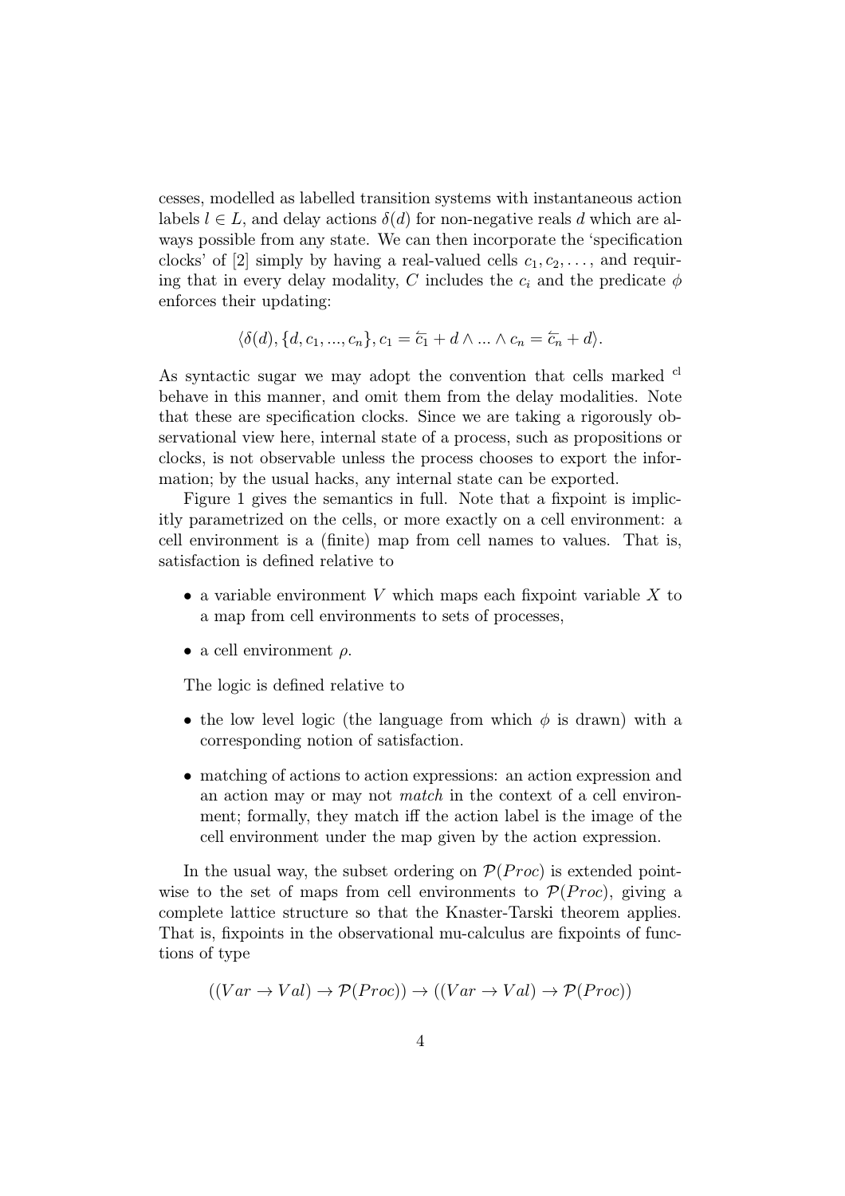cesses, modelled as labelled transition systems with instantaneous action labels $l \in L$, and delay actions $\delta(d)$ for non-negative reals $d$ which are always possible from any state. We can then incorporate the 'specification clocks' of [2] simply by having a real-valued cells $c_1, c_2, \ldots$, and requiring that in every delay modality, $C$ includes the $c_i$ and the predicate $\phi$ enforces their updating:

$$\langle \delta(d), \{d, c_1, ..., c_n\}, c_1 = \overleftarrow{c_1} + d \wedge ... \wedge c_n = \overleftarrow{c_n} + d \rangle.$$

As syntactic sugar we may adopt the convention that cells marked $^{\mathrm{cl}}$ behave in this manner, and omit them from the delay modalities. Note that these are specification clocks. Since we are taking a rigorously observational view here, internal state of a process, such as propositions or clocks, is not observable unless the process chooses to export the information; by the usual hacks, any internal state can be exported.

Figure 1 gives the semantics in full. Note that a fixpoint is implicitly parametrized on the cells, or more exactly on a cell environment: a cell environment is a (finite) map from cell names to values. That is, satisfaction is defined relative to

- a variable environment $V$ which maps each fixpoint variable $X$ to a map from cell environments to sets of processes,
- a cell environment $\rho$.

The logic is defined relative to

- the low level logic (the language from which $\phi$ is drawn) with a corresponding notion of satisfaction.
- matching of actions to action expressions: an action expression and an action may or may not *match* in the context of a cell environment; formally, they match iff the action label is the image of the cell environment under the map given by the action expression.

In the usual way, the subset ordering on $\mathcal{P}(Proc)$ is extended pointwise to the set of maps from cell environments to $\mathcal{P}(Proc)$, giving a complete lattice structure so that the Knaster-Tarski theorem applies. That is, fixpoints in the observational mu-calculus are fixpoints of functions of type

$$((Var \to Val) \to \mathcal{P}(Proc)) \to ((Var \to Val) \to \mathcal{P}(Proc))$$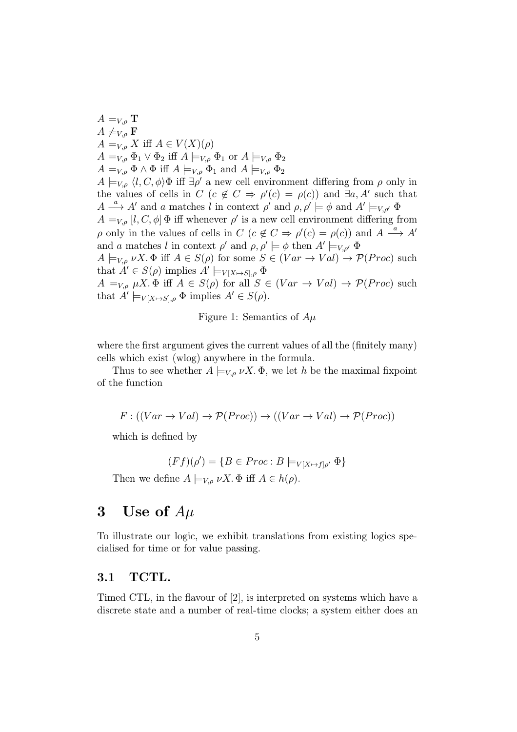$A \models_{V,\rho} \mathbf{T}$
$A \not\models_{V,\rho} \mathbf{F}$
$A \models_{V,\rho} X$ iff $A \in V(X)(\rho)$
$A \models_{V,\rho} \Phi_1 \vee \Phi_2$ iff $A \models_{V,\rho} \Phi_1$ or $A \models_{V,\rho} \Phi_2$
$A \models_{V,\rho} \Phi \wedge \Phi$ iff $A \models_{V,\rho} \Phi_1$ and $A \models_{V,\rho} \Phi_2$
$A \models_{V,\rho} \langle l, C, \phi \rangle \Phi$ iff $\exists \rho'$ a new cell environment differing from $\rho$ only in the values of cells in $C$ ($c \notin C \Rightarrow \rho'(c) = \rho(c)$) and $\exists a, A'$ such that $A \xrightarrow{a} A'$ and $a$ matches $l$ in context $\rho'$ and $\rho, \rho' \models \phi$ and $A' \models_{V,\rho'} \Phi$
$A \models_{V,\rho} [l, C, \phi] \Phi$ iff whenever $\rho'$ is a new cell environment differing from $\rho$ only in the values of cells in $C$ ($c \notin C \Rightarrow \rho'(c) = \rho(c)$) and $A \xrightarrow{a} A'$ and $a$ matches $l$ in context $\rho'$ and $\rho, \rho' \models \phi$ then $A' \models_{V,\rho'} \Phi$
$A \models_{V,\rho} \nu X. \Phi$ iff $A \in S(\rho)$ for some $S \in (Var \to Val) \to \mathcal{P}(Proc)$ such that $A' \in S(\rho)$ implies $A' \models_{V[X \mapsto S],\rho} \Phi$
$A \models_{V,\rho} \mu X. \Phi$ iff $A \in S(\rho)$ for all $S \in (Var \to Val) \to \mathcal{P}(Proc)$ such that $A' \models_{V[X \mapsto S],\rho} \Phi$ implies $A' \in S(\rho)$.

Figure 1: Semantics of $A\mu$

where the first argument gives the current values of all the (finitely many) cells which exist (wlog) anywhere in the formula.

Thus to see whether $A \models_{V,\rho} \nu X. \Phi$, we let $h$ be the maximal fixpoint of the function

$$F : ((Var \to Val) \to \mathcal{P}(Proc)) \to ((Var \to Val) \to \mathcal{P}(Proc))$$

which is defined by

$$(Ff)(\rho') = \{B \in Proc : B \models_{V[X \mapsto f]\rho'} \Phi\}$$

Then we define $A \models_{V,\rho} \nu X. \Phi$ iff $A \in h(\rho)$.

# 3 Use of $A\mu$

To illustrate our logic, we exhibit translations from existing logics specialised for time or for value passing.

## 3.1 TCTL.

Timed CTL, in the flavour of [2], is interpreted on systems which have a discrete state and a number of real-time clocks; a system either does an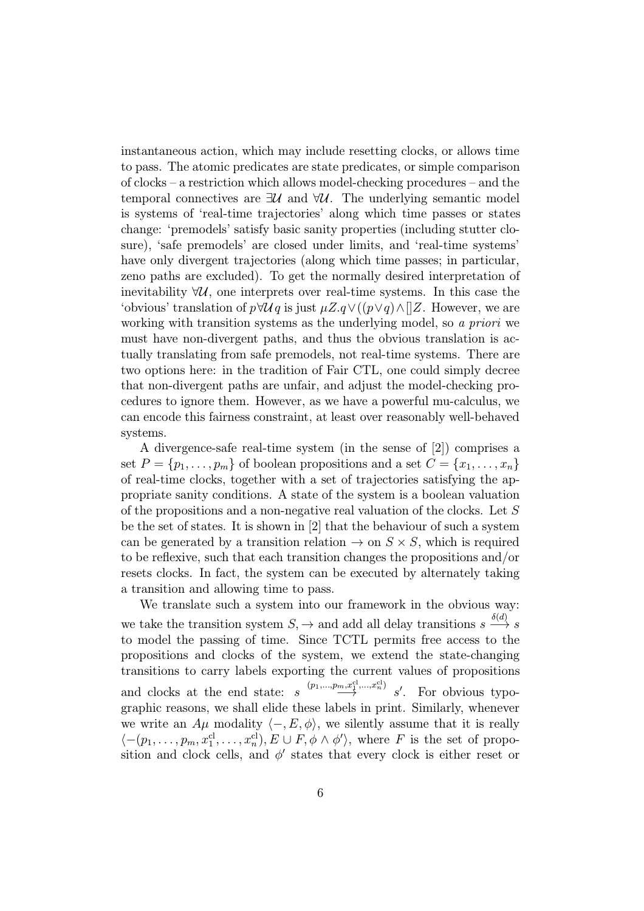instantaneous action, which may include resetting clocks, or allows time to pass. The atomic predicates are state predicates, or simple comparison of clocks – a restriction which allows model-checking procedures – and the temporal connectives are $\exists\mathcal{U}$ and $\forall\mathcal{U}$. The underlying semantic model is systems of 'real-time trajectories' along which time passes or states change: 'premodels' satisfy basic sanity properties (including stutter closure), 'safe premodels' are closed under limits, and 'real-time systems' have only divergent trajectories (along which time passes; in particular, zeno paths are excluded). To get the normally desired interpretation of inevitability $\forall\mathcal{U}$, one interprets over real-time systems. In this case the 'obvious' translation of $p\forall\mathcal{U}\,q$ is just $\mu Z.q\vee((p\vee q)\wedge[]Z$. However, we are working with transition systems as the underlying model, so *a priori* we must have non-divergent paths, and thus the obvious translation is actually translating from safe premodels, not real-time systems. There are two options here: in the tradition of Fair CTL, one could simply decree that non-divergent paths are unfair, and adjust the model-checking procedures to ignore them. However, as we have a powerful mu-calculus, we can encode this fairness constraint, at least over reasonably well-behaved systems.

A divergence-safe real-time system (in the sense of [2]) comprises a set $P = \{p_1, \ldots, p_m\}$ of boolean propositions and a set $C = \{x_1, \ldots, x_n\}$ of real-time clocks, together with a set of trajectories satisfying the appropriate sanity conditions. A state of the system is a boolean valuation of the propositions and a non-negative real valuation of the clocks. Let $S$ be the set of states. It is shown in [2] that the behaviour of such a system can be generated by a transition relation $\rightarrow$ on $S \times S$, which is required to be reflexive, such that each transition changes the propositions and/or resets clocks. In fact, the system can be executed by alternately taking a transition and allowing time to pass.

We translate such a system into our framework in the obvious way: we take the transition system $S, \rightarrow$ and add all delay transitions $s \xrightarrow{\delta(d)} s$ to model the passing of time. Since TCTL permits free access to the propositions and clocks of the system, we extend the state-changing transitions to carry labels exporting the current values of propositions and clocks at the end state: $s \xrightarrow{(p_1,\ldots,p_m,x_1^{\mathrm{cl}},\ldots,x_n^{\mathrm{cl}})} s'$. For obvious typographic reasons, we shall elide these labels in print. Similarly, whenever we write an $A\mu$ modality $\langle -, E, \phi\rangle$, we silently assume that it is really $\langle -(p_1, \ldots, p_m, x_1^{\mathrm{cl}}, \ldots, x_n^{\mathrm{cl}}), E \cup F, \phi \wedge \phi'\rangle$, where $F$ is the set of proposition and clock cells, and $\phi'$ states that every clock is either reset or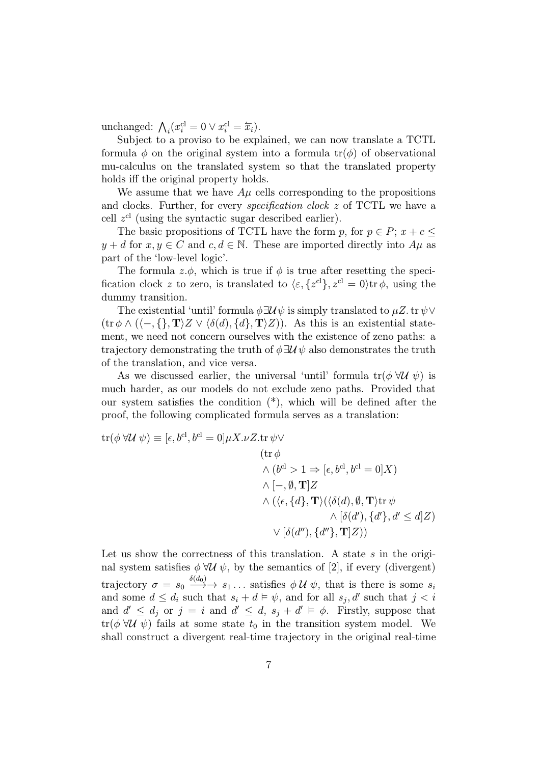unchanged: $\bigwedge_i (x_i^{\text{cl}} = 0 \vee x_i^{\text{cl}} = \overleftarrow{x}_i)$.

Subject to a proviso to be explained, we can now translate a TCTL formula $\phi$ on the original system into a formula $\text{tr}(\phi)$ of observational mu-calculus on the translated system so that the translated property holds iff the original property holds.

We assume that we have $A\mu$ cells corresponding to the propositions and clocks. Further, for every *specification clock* $z$ of TCTL we have a cell $z^{\text{cl}}$ (using the syntactic sugar described earlier).

The basic propositions of TCTL have the form $p$, for $p \in P$; $x + c \leq y + d$ for $x, y \in C$ and $c, d \in \mathbb{N}$. These are imported directly into $A\mu$ as part of the 'low-level logic'.

The formula $z.\phi$, which is true if $\phi$ is true after resetting the specification clock $z$ to zero, is translated to $\langle \varepsilon, \{z^{\text{cl}}\}, z^{\text{cl}} = 0 \rangle \text{tr}\, \phi$, using the dummy transition.

The existential 'until' formula $\phi \exists\mathcal{U} \psi$ is simply translated to $\mu Z.\, \text{tr}\, \psi \vee (\text{tr}\, \phi \wedge (\langle -, \{\}, \mathbf{T} \rangle Z \vee \langle \delta(d), \{d\}, \mathbf{T} \rangle Z))$. As this is an existential statement, we need not concern ourselves with the existence of zeno paths: a trajectory demonstrating the truth of $\phi \exists\mathcal{U} \psi$ also demonstrates the truth of the translation, and vice versa.

As we discussed earlier, the universal 'until' formula $\text{tr}(\phi \,\forall\mathcal{U}\, \psi)$ is much harder, as our models do not exclude zeno paths. Provided that our system satisfies the condition (\*), which will be defined after the proof, the following complicated formula serves as a translation:

$$
\begin{aligned}
\text{tr}(\phi \,\forall\mathcal{U}\, \psi) \equiv [\epsilon, b^{\text{cl}}, b^{\text{cl}} = 0] \mu X. \nu Z. \text{tr}\, \psi \vee& \\
& (\text{tr}\, \phi \\
& \wedge (b^{\text{cl}} > 1 \Rightarrow [\epsilon, b^{\text{cl}}, b^{\text{cl}} = 0] X) \\
& \wedge [-, \emptyset, \mathbf{T}] Z \\
& \wedge (\langle \epsilon, \{d\}, \mathbf{T} \rangle (\langle \delta(d), \emptyset, \mathbf{T} \rangle \text{tr}\, \psi \\
& \qquad \wedge [\delta(d'), \{d'\}, d' \leq d] Z) \\
& \quad \vee [\delta(d''), \{d''\}, \mathbf{T}] Z))
\end{aligned}
$$

Let us show the correctness of this translation. A state $s$ in the original system satisfies $\phi \,\forall\mathcal{U}\, \psi$, by the semantics of [2], if every (divergent) trajectory $\sigma = s_0 \xrightarrow{\delta(d_0)} s_1 \ldots$ satisfies $\phi \,\mathcal{U}\, \psi$, that is there is some $s_i$ and some $d \leq d_i$ such that $s_i + d \vDash \psi$, and for all $s_j, d'$ such that $j < i$ and $d' \leq d_j$ or $j = i$ and $d' \leq d$, $s_j + d' \vDash \phi$. Firstly, suppose that $\text{tr}(\phi \,\forall\mathcal{U}\, \psi)$ fails at some state $t_0$ in the transition system model. We shall construct a divergent real-time trajectory in the original real-time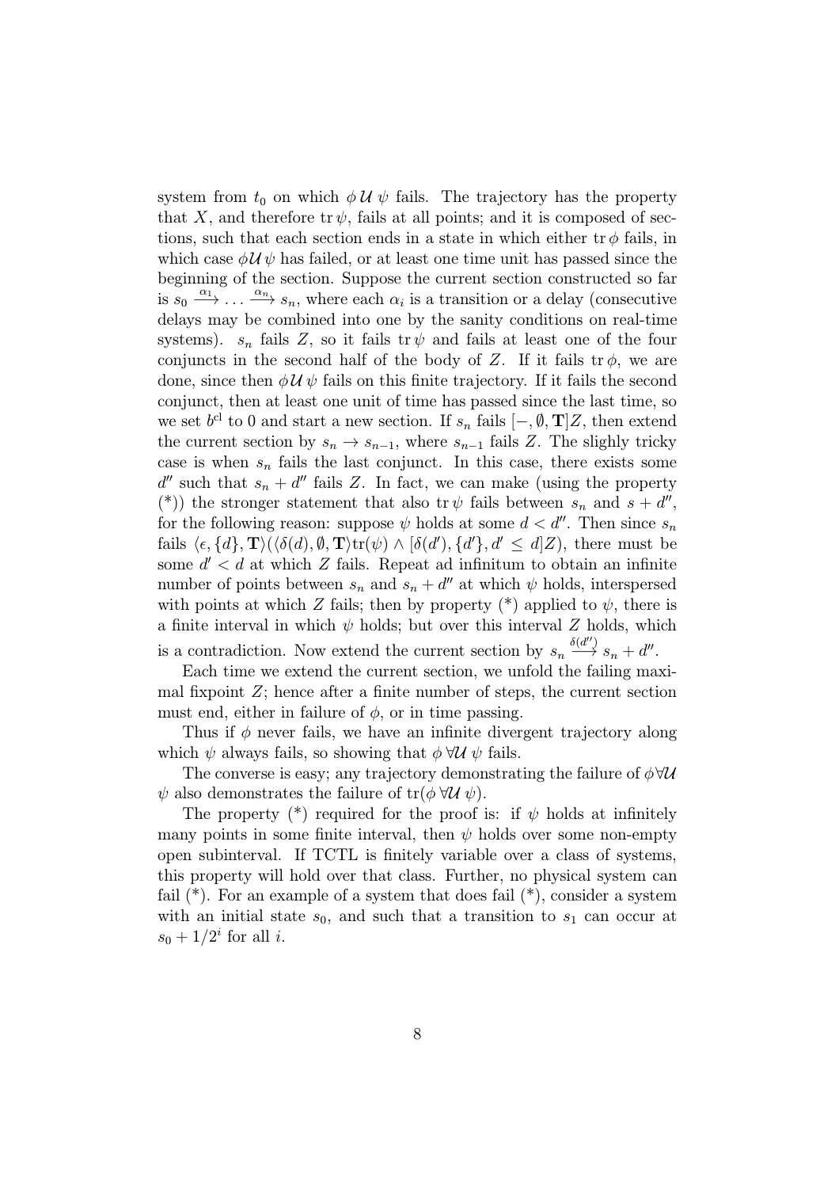system from $t_0$ on which $\phi\,\mathcal{U}\,\psi$ fails. The trajectory has the property that $X$, and therefore $\mathrm{tr}\,\psi$, fails at all points; and it is composed of sections, such that each section ends in a state in which either $\mathrm{tr}\,\phi$ fails, in which case $\phi\mathcal{U}\,\psi$ has failed, or at least one time unit has passed since the beginning of the section. Suppose the current section constructed so far is $s_0 \xrightarrow{\alpha_1} \ldots \xrightarrow{\alpha_n} s_n$, where each $\alpha_i$ is a transition or a delay (consecutive delays may be combined into one by the sanity conditions on real-time systems). $s_n$ fails $Z$, so it fails $\mathrm{tr}\,\psi$ and fails at least one of the four conjuncts in the second half of the body of $Z$. If it fails $\mathrm{tr}\,\phi$, we are done, since then $\phi\,\mathcal{U}\,\psi$ fails on this finite trajectory. If it fails the second conjunct, then at least one unit of time has passed since the last time, so we set $b^{\mathrm{cl}}$ to 0 and start a new section. If $s_n$ fails $[-, \emptyset, \mathbf{T}]Z$, then extend the current section by $s_n \to s_{n-1}$, where $s_{n-1}$ fails $Z$. The slighly tricky case is when $s_n$ fails the last conjunct. In this case, there exists some $d''$ such that $s_n + d''$ fails $Z$. In fact, we can make (using the property (*)) the stronger statement that also $\mathrm{tr}\,\psi$ fails between $s_n$ and $s + d''$, for the following reason: suppose $\psi$ holds at some $d < d''$. Then since $s_n$ fails $\langle \epsilon, \{d\}, \mathbf{T}\rangle(\langle \delta(d), \emptyset, \mathbf{T}\rangle \mathrm{tr}(\psi) \wedge [\delta(d'), \{d'\}, d' \leq d]Z)$, there must be some $d' < d$ at which $Z$ fails. Repeat ad infinitum to obtain an infinite number of points between $s_n$ and $s_n + d''$ at which $\psi$ holds, interspersed with points at which $Z$ fails; then by property (*) applied to $\psi$, there is a finite interval in which $\psi$ holds; but over this interval $Z$ holds, which is a contradiction. Now extend the current section by $s_n \xrightarrow{\delta(d'')} s_n + d''$.

Each time we extend the current section, we unfold the failing maximal fixpoint $Z$; hence after a finite number of steps, the current section must end, either in failure of $\phi$, or in time passing.

Thus if $\phi$ never fails, we have an infinite divergent trajectory along which $\psi$ always fails, so showing that $\phi\,\forall\mathcal{U}\,\psi$ fails.

The converse is easy; any trajectory demonstrating the failure of $\phi\forall\mathcal{U}$ $\psi$ also demonstrates the failure of $\mathrm{tr}(\phi\,\forall\mathcal{U}\,\psi)$.

The property (*) required for the proof is: if $\psi$ holds at infinitely many points in some finite interval, then $\psi$ holds over some non-empty open subinterval. If TCTL is finitely variable over a class of systems, this property will hold over that class. Further, no physical system can fail (*). For an example of a system that does fail (*), consider a system with an initial state $s_0$, and such that a transition to $s_1$ can occur at $s_0 + 1/2^i$ for all $i$.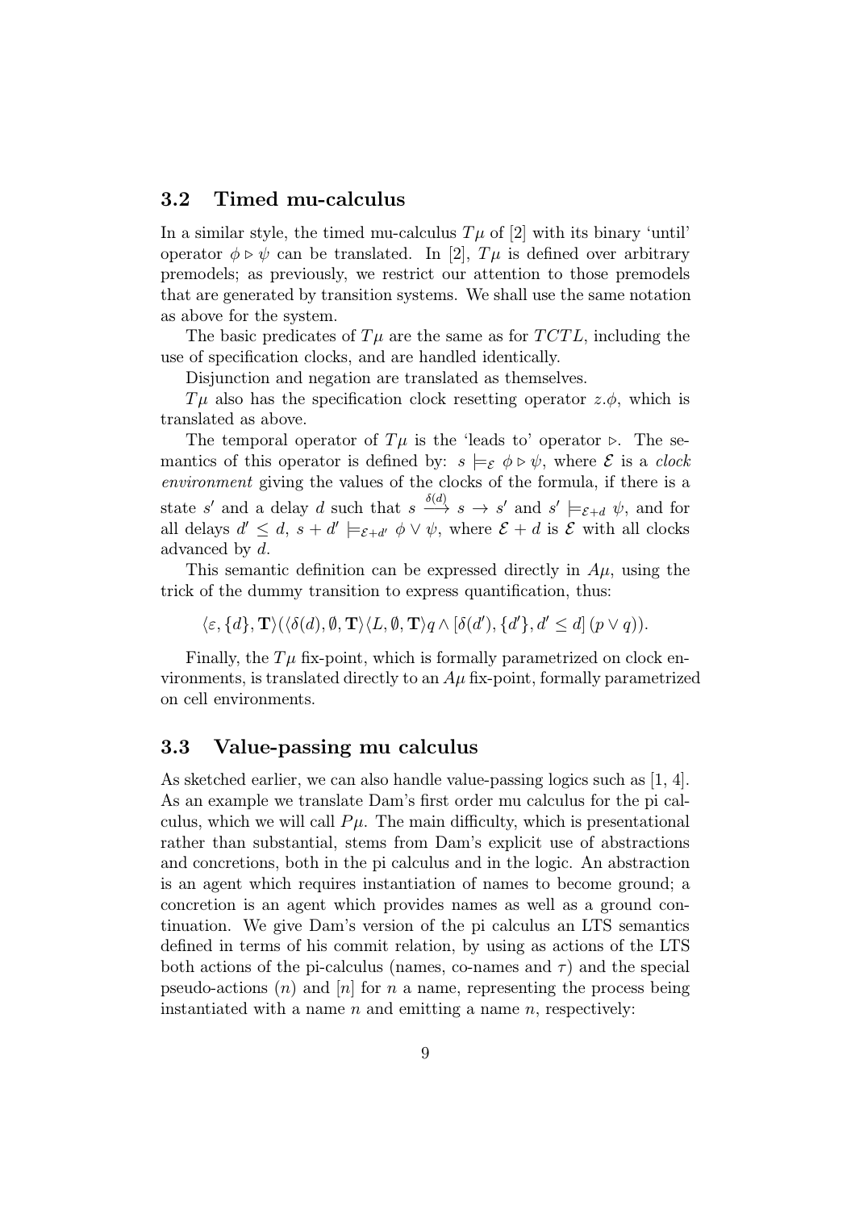### 3.2 Timed mu-calculus

In a similar style, the timed mu-calculus $T\mu$ of [2] with its binary 'until' operator $\phi \triangleright \psi$ can be translated. In [2], $T\mu$ is defined over arbitrary premodels; as previously, we restrict our attention to those premodels that are generated by transition systems. We shall use the same notation as above for the system.

The basic predicates of $T\mu$ are the same as for $TCTL$, including the use of specification clocks, and are handled identically.

Disjunction and negation are translated as themselves.

$T\mu$ also has the specification clock resetting operator $z.\phi$, which is translated as above.

The temporal operator of $T\mu$ is the 'leads to' operator $\triangleright$. The semantics of this operator is defined by: $s \models_{\mathcal{E}} \phi \triangleright \psi$, where $\mathcal{E}$ is a *clock environment* giving the values of the clocks of the formula, if there is a state $s'$ and a delay $d$ such that $s \xrightarrow{\delta(d)} s \rightarrow s'$ and $s' \models_{\mathcal{E}+d} \psi$, and for all delays $d' \leq d$, $s + d' \models_{\mathcal{E}+d'} \phi \vee \psi$, where $\mathcal{E} + d$ is $\mathcal{E}$ with all clocks advanced by $d$.

This semantic definition can be expressed directly in $A\mu$, using the trick of the dummy transition to express quantification, thus:

$$\langle \varepsilon, \{d\}, \mathbf{T} \rangle (\langle \delta(d), \emptyset, \mathbf{T} \rangle \langle L, \emptyset, \mathbf{T} \rangle q \wedge [\delta(d'), \{d'\}, d' \leq d]\, (p \vee q)).$$

Finally, the $T\mu$ fix-point, which is formally parametrized on clock environments, is translated directly to an $A\mu$ fix-point, formally parametrized on cell environments.

### 3.3 Value-passing mu calculus

As sketched earlier, we can also handle value-passing logics such as [1, 4]. As an example we translate Dam's first order mu calculus for the pi calculus, which we will call $P\mu$. The main difficulty, which is presentational rather than substantial, stems from Dam's explicit use of abstractions and concretions, both in the pi calculus and in the logic. An abstraction is an agent which requires instantiation of names to become ground; a concretion is an agent which provides names as well as a ground continuation. We give Dam's version of the pi calculus an LTS semantics defined in terms of his commit relation, by using as actions of the LTS both actions of the pi-calculus (names, co-names and $\tau$) and the special pseudo-actions $(n)$ and $[n]$ for $n$ a name, representing the process being instantiated with a name $n$ and emitting a name $n$, respectively: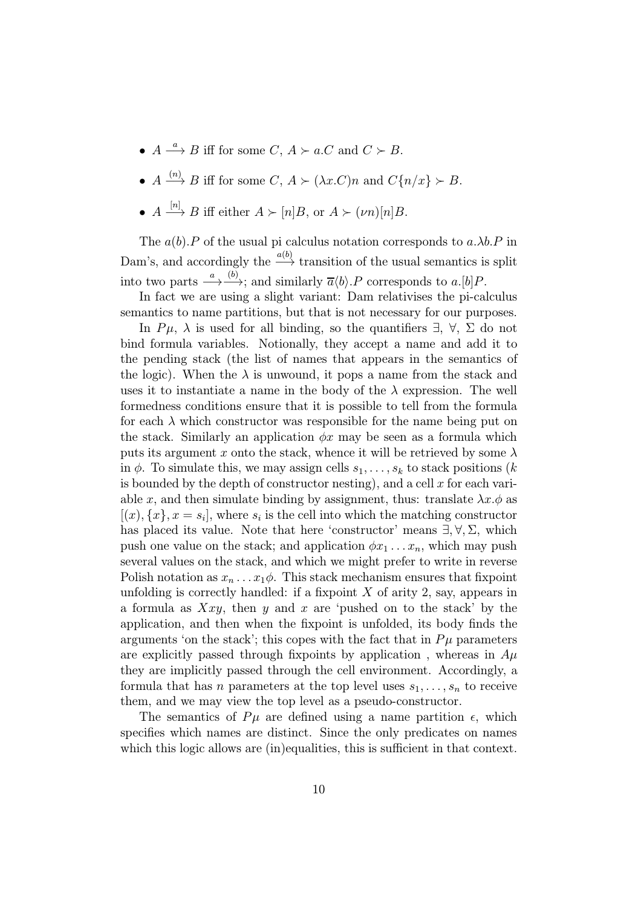- $A \xrightarrow{a} B$ iff for some $C$, $A \succ a.C$ and $C \succ B$.
- $A \xrightarrow{(n)} B$ iff for some $C$, $A \succ (\lambda x.C)n$ and $C\{n/x\} \succ B$.
- $A \xrightarrow{[n]} B$ iff either $A \succ [n]B$, or $A \succ (\nu n)[n]B$.

The $a(b).P$ of the usual pi calculus notation corresponds to $a.\lambda b.P$ in Dam's, and accordingly the $\xrightarrow{a(b)}$ transition of the usual semantics is split into two parts $\xrightarrow{a}\xrightarrow{(b)}$; and similarly $\overline{a}\langle b\rangle.P$ corresponds to $a.[b]P$.

In fact we are using a slight variant: Dam relativises the pi-calculus semantics to name partitions, but that is not necessary for our purposes.

In $P\mu$, $\lambda$ is used for all binding, so the quantifiers $\exists$, $\forall$, $\Sigma$ do not bind formula variables. Notionally, they accept a name and add it to the pending stack (the list of names that appears in the semantics of the logic). When the $\lambda$ is unwound, it pops a name from the stack and uses it to instantiate a name in the body of the $\lambda$ expression. The well formedness conditions ensure that it is possible to tell from the formula for each $\lambda$ which constructor was responsible for the name being put on the stack. Similarly an application $\phi x$ may be seen as a formula which puts its argument $x$ onto the stack, whence it will be retrieved by some $\lambda$ in $\phi$. To simulate this, we may assign cells $s_1, \ldots, s_k$ to stack positions ($k$ is bounded by the depth of constructor nesting), and a cell $x$ for each variable $x$, and then simulate binding by assignment, thus: translate $\lambda x.\phi$ as $[(x), \{x\}, x = s_i]$, where $s_i$ is the cell into which the matching constructor has placed its value. Note that here 'constructor' means $\exists, \forall, \Sigma$, which push one value on the stack; and application $\phi x_1 \ldots x_n$, which may push several values on the stack, and which we might prefer to write in reverse Polish notation as $x_n \ldots x_1 \phi$. This stack mechanism ensures that fixpoint unfolding is correctly handled: if a fixpoint $X$ of arity 2, say, appears in a formula as $Xxy$, then $y$ and $x$ are 'pushed on to the stack' by the application, and then when the fixpoint is unfolded, its body finds the arguments 'on the stack'; this copes with the fact that in $P\mu$ parameters are explicitly passed through fixpoints by application , whereas in $A\mu$ they are implicitly passed through the cell environment. Accordingly, a formula that has $n$ parameters at the top level uses $s_1, \ldots, s_n$ to receive them, and we may view the top level as a pseudo-constructor.

The semantics of $P\mu$ are defined using a name partition $\epsilon$, which specifies which names are distinct. Since the only predicates on names which this logic allows are (in)equalities, this is sufficient in that context.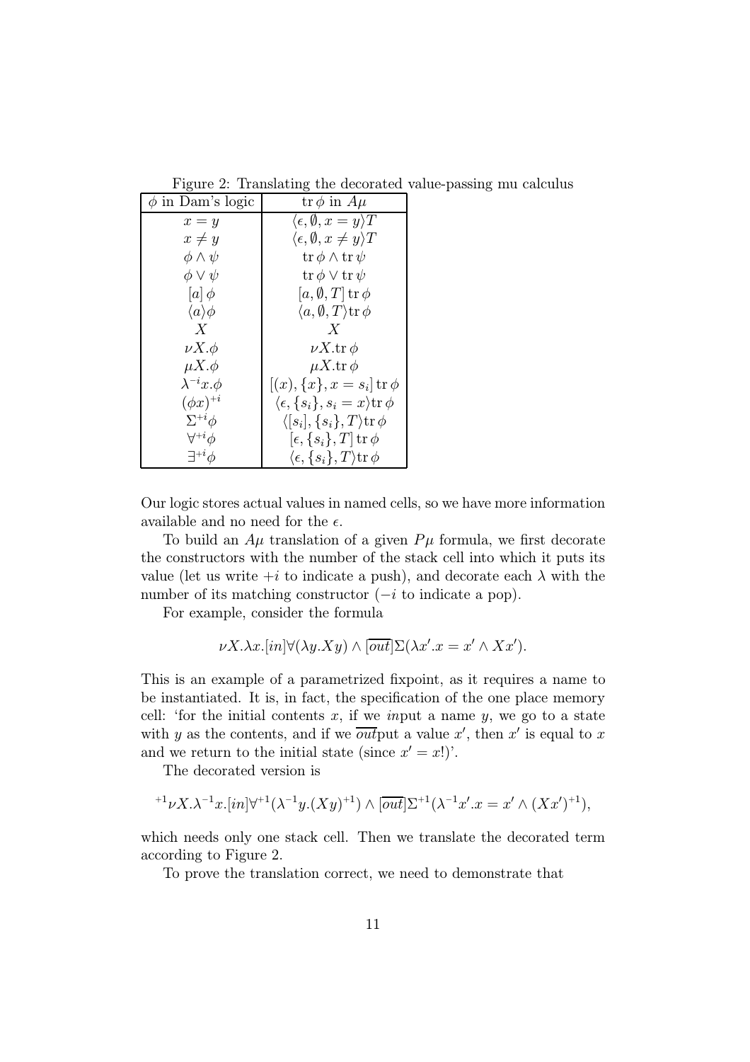Figure 2: Translating the decorated value-passing mu calculus

| $\phi$ in Dam's logic | $\mathrm{tr}\,\phi$ in $A\mu$ |
|---|---|
| $x = y$ | $\langle \epsilon, \emptyset, x = y \rangle T$ |
| $x \neq y$ | $\langle \epsilon, \emptyset, x \neq y \rangle T$ |
| $\phi \wedge \psi$ | $\mathrm{tr}\,\phi \wedge \mathrm{tr}\,\psi$ |
| $\phi \vee \psi$ | $\mathrm{tr}\,\phi \vee \mathrm{tr}\,\psi$ |
| $[a]\,\phi$ | $[a, \emptyset, T]\,\mathrm{tr}\,\phi$ |
| $\langle a \rangle \phi$ | $\langle a, \emptyset, T \rangle \mathrm{tr}\,\phi$ |
| $X$ | $X$ |
| $\nu X.\phi$ | $\nu X.\mathrm{tr}\,\phi$ |
| $\mu X.\phi$ | $\mu X.\mathrm{tr}\,\phi$ |
| $\lambda^{-i} x.\phi$ | $[(x), \{x\}, x = s_i]\,\mathrm{tr}\,\phi$ |
| $(\phi x)^{+i}$ | $\langle \epsilon, \{s_i\}, s_i = x \rangle \mathrm{tr}\,\phi$ |
| $\Sigma^{+i}\phi$ | $\langle [s_i], \{s_i\}, T \rangle \mathrm{tr}\,\phi$ |
| $\forall^{+i}\phi$ | $[\epsilon, \{s_i\}, T]\,\mathrm{tr}\,\phi$ |
| $\exists^{+i}\phi$ | $\langle \epsilon, \{s_i\}, T \rangle \mathrm{tr}\,\phi$ |

Our logic stores actual values in named cells, so we have more information available and no need for the $\epsilon$.

To build an $A\mu$ translation of a given $P\mu$ formula, we first decorate the constructors with the number of the stack cell into which it puts its value (let us write $+i$ to indicate a push), and decorate each $\lambda$ with the number of its matching constructor ($-i$ to indicate a pop).

For example, consider the formula

$$\nu X.\lambda x.[in]\forall(\lambda y.Xy) \wedge [\overline{out}]\Sigma(\lambda x'.x = x' \wedge Xx').$$

This is an example of a parametrized fixpoint, as it requires a name to be instantiated. It is, in fact, the specification of the one place memory cell: 'for the initial contents $x$, if we *in*put a name $y$, we go to a state with $y$ as the contents, and if we $\overline{out}$put a value $x'$, then $x'$ is equal to $x$ and we return to the initial state (since $x' = x$!)'.

The decorated version is

$${}^{+1}\nu X.\lambda^{-1}x.[in]\forall^{+1}(\lambda^{-1}y.(Xy)^{+1}) \wedge [\overline{out}]\Sigma^{+1}(\lambda^{-1}x'.x = x' \wedge (Xx')^{+1}),$$

which needs only one stack cell. Then we translate the decorated term according to Figure 2.

To prove the translation correct, we need to demonstrate that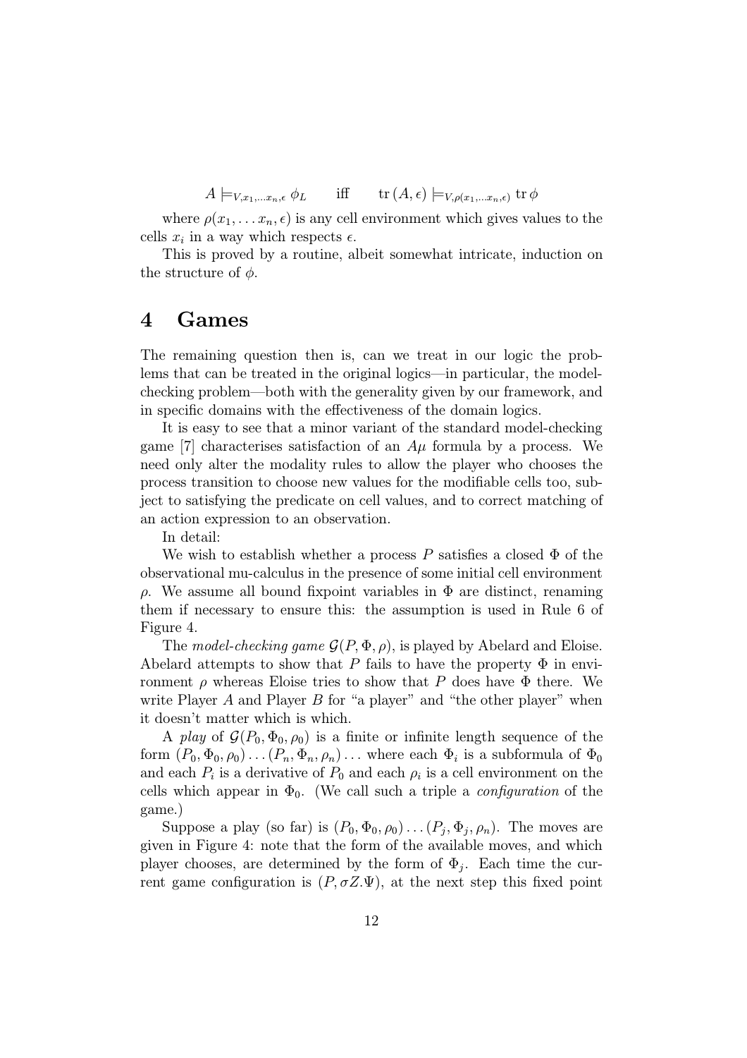$$A \models_{V,x_1,\ldots x_n,\epsilon} \phi_L \qquad \text{iff} \qquad \text{tr}\,(A,\epsilon) \models_{V,\rho(x_1,\ldots x_n,\epsilon)} \text{tr}\,\phi$$

where $\rho(x_1, \ldots x_n, \epsilon)$ is any cell environment which gives values to the cells $x_i$ in a way which respects $\epsilon$.

This is proved by a routine, albeit somewhat intricate, induction on the structure of $\phi$.

# 4 Games

The remaining question then is, can we treat in our logic the problems that can be treated in the original logics—in particular, the model-checking problem—both with the generality given by our framework, and in specific domains with the effectiveness of the domain logics.

It is easy to see that a minor variant of the standard model-checking game [7] characterises satisfaction of an $A\mu$ formula by a process. We need only alter the modality rules to allow the player who chooses the process transition to choose new values for the modifiable cells too, subject to satisfying the predicate on cell values, and to correct matching of an action expression to an observation.

In detail:

We wish to establish whether a process $P$ satisfies a closed $\Phi$ of the observational mu-calculus in the presence of some initial cell environment $\rho$. We assume all bound fixpoint variables in $\Phi$ are distinct, renaming them if necessary to ensure this: the assumption is used in Rule 6 of Figure 4.

The *model-checking game* $\mathcal{G}(P, \Phi, \rho)$, is played by Abelard and Eloise. Abelard attempts to show that $P$ fails to have the property $\Phi$ in environment $\rho$ whereas Eloise tries to show that $P$ does have $\Phi$ there. We write Player $A$ and Player $B$ for "a player" and "the other player" when it doesn't matter which is which.

A *play* of $\mathcal{G}(P_0, \Phi_0, \rho_0)$ is a finite or infinite length sequence of the form $(P_0, \Phi_0, \rho_0) \ldots (P_n, \Phi_n, \rho_n) \ldots$ where each $\Phi_i$ is a subformula of $\Phi_0$ and each $P_i$ is a derivative of $P_0$ and each $\rho_i$ is a cell environment on the cells which appear in $\Phi_0$. (We call such a triple a *configuration* of the game.)

Suppose a play (so far) is $(P_0, \Phi_0, \rho_0) \ldots (P_j, \Phi_j, \rho_n)$. The moves are given in Figure 4: note that the form of the available moves, and which player chooses, are determined by the form of $\Phi_j$. Each time the current game configuration is $(P, \sigma Z.\Psi)$, at the next step this fixed point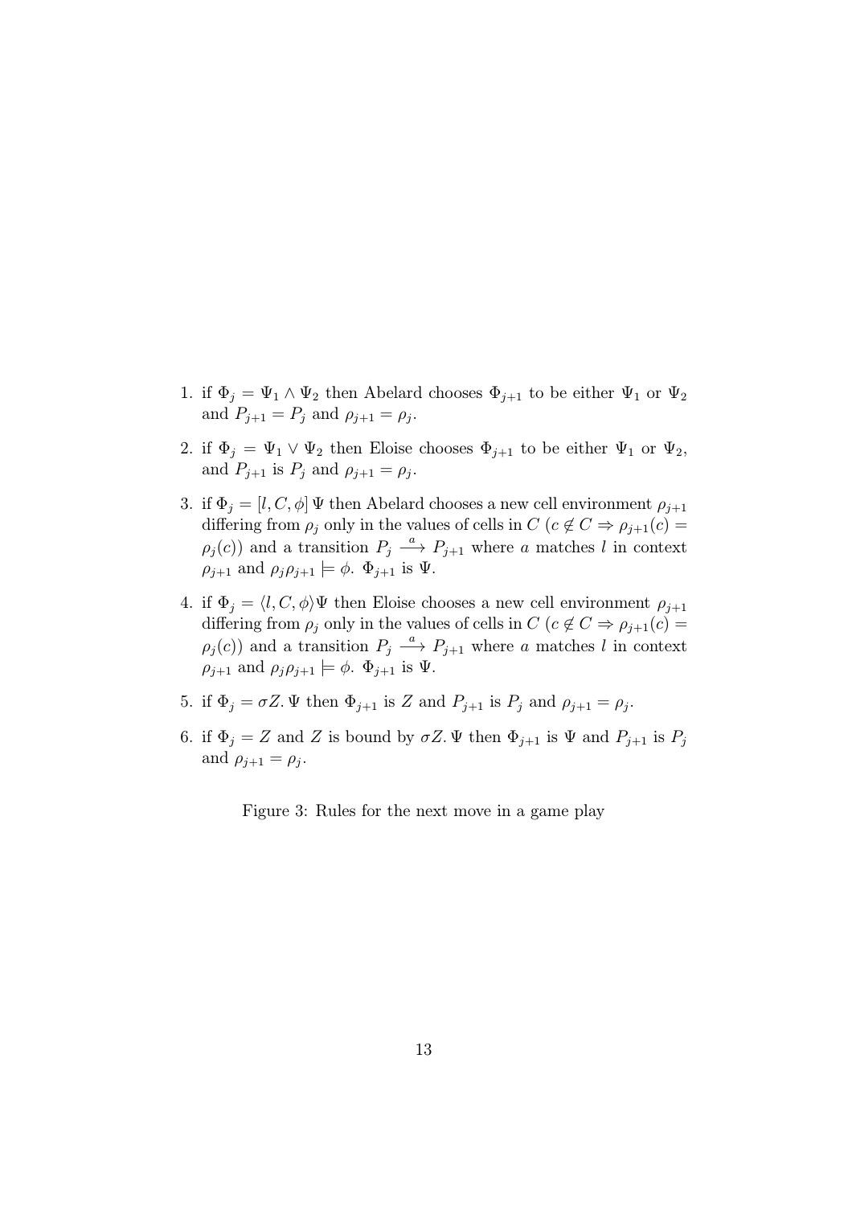1. if $\Phi_j = \Psi_1 \wedge \Psi_2$ then Abelard chooses $\Phi_{j+1}$ to be either $\Psi_1$ or $\Psi_2$ and $P_{j+1} = P_j$ and $\rho_{j+1} = \rho_j$.

2. if $\Phi_j = \Psi_1 \vee \Psi_2$ then Eloise chooses $\Phi_{j+1}$ to be either $\Psi_1$ or $\Psi_2$, and $P_{j+1}$ is $P_j$ and $\rho_{j+1} = \rho_j$.

3. if $\Phi_j = [l, C, \phi]\, \Psi$ then Abelard chooses a new cell environment $\rho_{j+1}$ differing from $\rho_j$ only in the values of cells in $C$ ($c \notin C \Rightarrow \rho_{j+1}(c) = \rho_j(c)$) and a transition $P_j \xrightarrow{a} P_{j+1}$ where $a$ matches $l$ in context $\rho_{j+1}$ and $\rho_j \rho_{j+1} \models \phi$. $\Phi_{j+1}$ is $\Psi$.

4. if $\Phi_j = \langle l, C, \phi \rangle \Psi$ then Eloise chooses a new cell environment $\rho_{j+1}$ differing from $\rho_j$ only in the values of cells in $C$ ($c \notin C \Rightarrow \rho_{j+1}(c) = \rho_j(c)$) and a transition $P_j \xrightarrow{a} P_{j+1}$ where $a$ matches $l$ in context $\rho_{j+1}$ and $\rho_j \rho_{j+1} \models \phi$. $\Phi_{j+1}$ is $\Psi$.

5. if $\Phi_j = \sigma Z.\, \Psi$ then $\Phi_{j+1}$ is $Z$ and $P_{j+1}$ is $P_j$ and $\rho_{j+1} = \rho_j$.

6. if $\Phi_j = Z$ and $Z$ is bound by $\sigma Z.\, \Psi$ then $\Phi_{j+1}$ is $\Psi$ and $P_{j+1}$ is $P_j$ and $\rho_{j+1} = \rho_j$.

Figure 3: Rules for the next move in a game play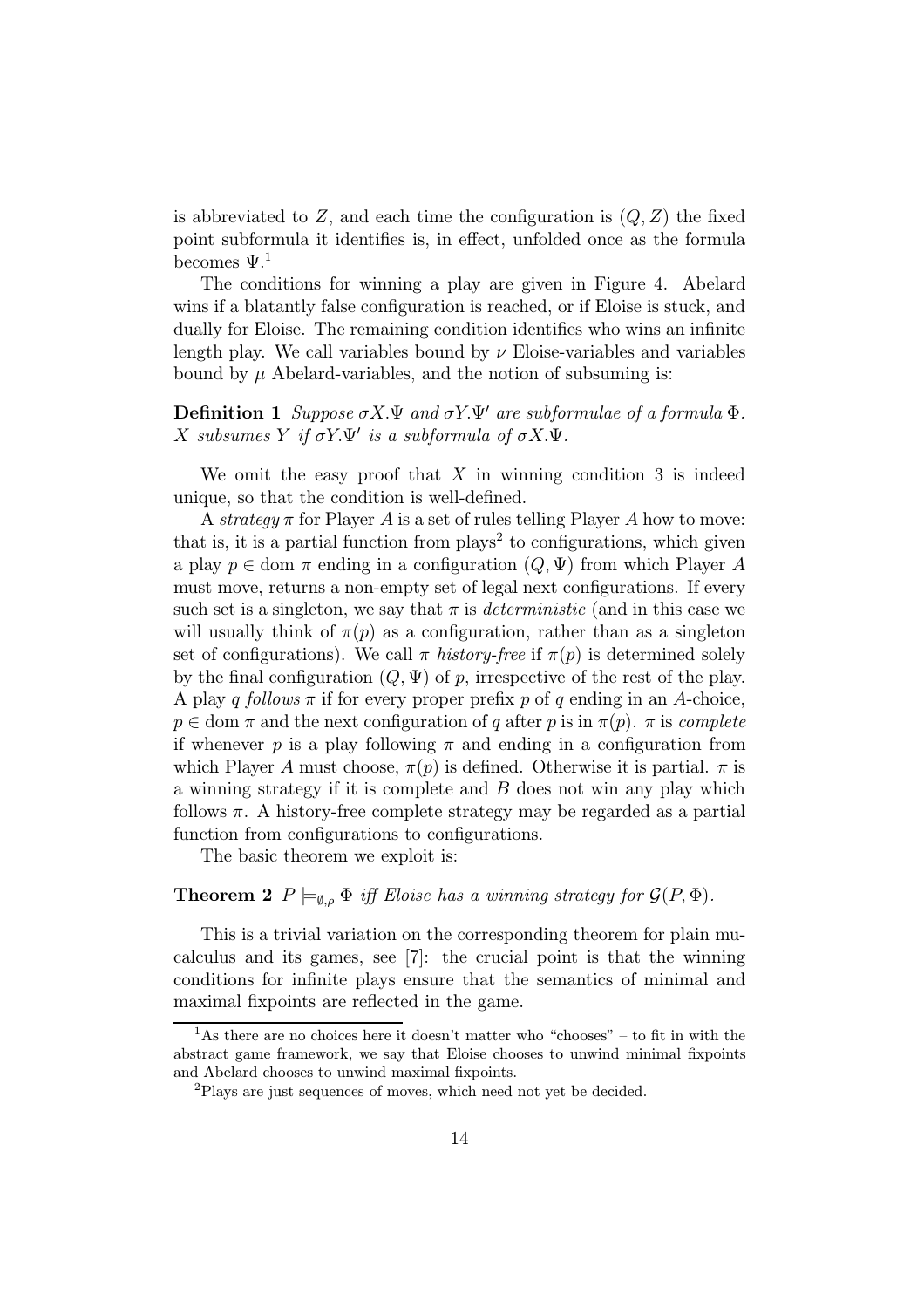is abbreviated to $Z$, and each time the configuration is $(Q, Z)$ the fixed point subformula it identifies is, in effect, unfolded once as the formula becomes $\Psi$.[1]

The conditions for winning a play are given in Figure 4. Abelard wins if a blatantly false configuration is reached, or if Eloise is stuck, and dually for Eloise. The remaining condition identifies who wins an infinite length play. We call variables bound by $\nu$ Eloise-variables and variables bound by $\mu$ Abelard-variables, and the notion of subsuming is:

**Definition 1** *Suppose $\sigma X.\Psi$ and $\sigma Y.\Psi'$ are subformulae of a formula $\Phi$. $X$ subsumes $Y$ if $\sigma Y.\Psi'$ is a subformula of $\sigma X.\Psi$.*

We omit the easy proof that $X$ in winning condition 3 is indeed unique, so that the condition is well-defined.

A *strategy* $\pi$ for Player $A$ is a set of rules telling Player $A$ how to move: that is, it is a partial function from plays[2] to configurations, which given a play $p \in \text{dom}\ \pi$ ending in a configuration $(Q, \Psi)$ from which Player $A$ must move, returns a non-empty set of legal next configurations. If every such set is a singleton, we say that $\pi$ is *deterministic* (and in this case we will usually think of $\pi(p)$ as a configuration, rather than as a singleton set of configurations). We call $\pi$ *history-free* if $\pi(p)$ is determined solely by the final configuration $(Q, \Psi)$ of $p$, irrespective of the rest of the play. A play $q$ *follows* $\pi$ if for every proper prefix $p$ of $q$ ending in an $A$-choice, $p \in \text{dom}\ \pi$ and the next configuration of $q$ after $p$ is in $\pi(p)$. $\pi$ is *complete* if whenever $p$ is a play following $\pi$ and ending in a configuration from which Player $A$ must choose, $\pi(p)$ is defined. Otherwise it is partial. $\pi$ is a winning strategy if it is complete and $B$ does not win any play which follows $\pi$. A history-free complete strategy may be regarded as a partial function from configurations to configurations.

The basic theorem we exploit is:

**Theorem 2** *$P \models_{\emptyset,\rho} \Phi$ iff Eloise has a winning strategy for $\mathcal{G}(P, \Phi)$.*

This is a trivial variation on the corresponding theorem for plain mu-calculus and its games, see [7]: the crucial point is that the winning conditions for infinite plays ensure that the semantics of minimal and maximal fixpoints are reflected in the game.

---

[1] As there are no choices here it doesn't matter who "chooses" – to fit in with the abstract game framework, we say that Eloise chooses to unwind minimal fixpoints and Abelard chooses to unwind maximal fixpoints.

[2] Plays are just sequences of moves, which need not yet be decided.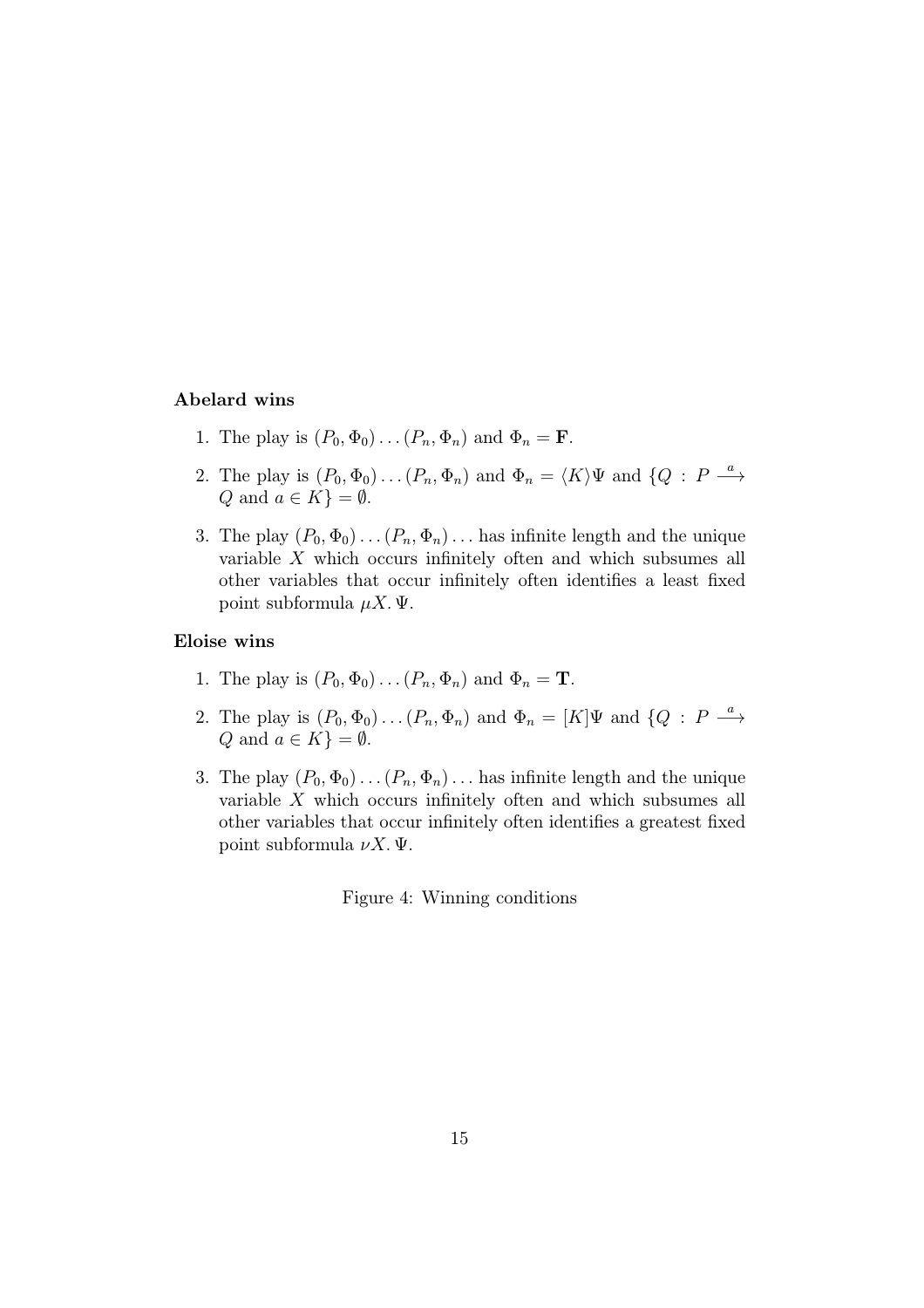**Abelard wins**

1. The play is $(P_0, \Phi_0) \ldots (P_n, \Phi_n)$ and $\Phi_n = \mathbf{F}$.
2. The play is $(P_0, \Phi_0) \ldots (P_n, \Phi_n)$ and $\Phi_n = \langle K \rangle \Psi$ and $\{Q : P \xrightarrow{a} Q \text{ and } a \in K\} = \emptyset$.
3. The play $(P_0, \Phi_0) \ldots (P_n, \Phi_n) \ldots$ has infinite length and the unique variable $X$ which occurs infinitely often and which subsumes all other variables that occur infinitely often identifies a least fixed point subformula $\mu X.\, \Psi$.

**Eloise wins**

1. The play is $(P_0, \Phi_0) \ldots (P_n, \Phi_n)$ and $\Phi_n = \mathbf{T}$.
2. The play is $(P_0, \Phi_0) \ldots (P_n, \Phi_n)$ and $\Phi_n = [K]\Psi$ and $\{Q : P \xrightarrow{a} Q \text{ and } a \in K\} = \emptyset$.
3. The play $(P_0, \Phi_0) \ldots (P_n, \Phi_n) \ldots$ has infinite length and the unique variable $X$ which occurs infinitely often and which subsumes all other variables that occur infinitely often identifies a greatest fixed point subformula $\nu X.\, \Psi$.

Figure 4: Winning conditions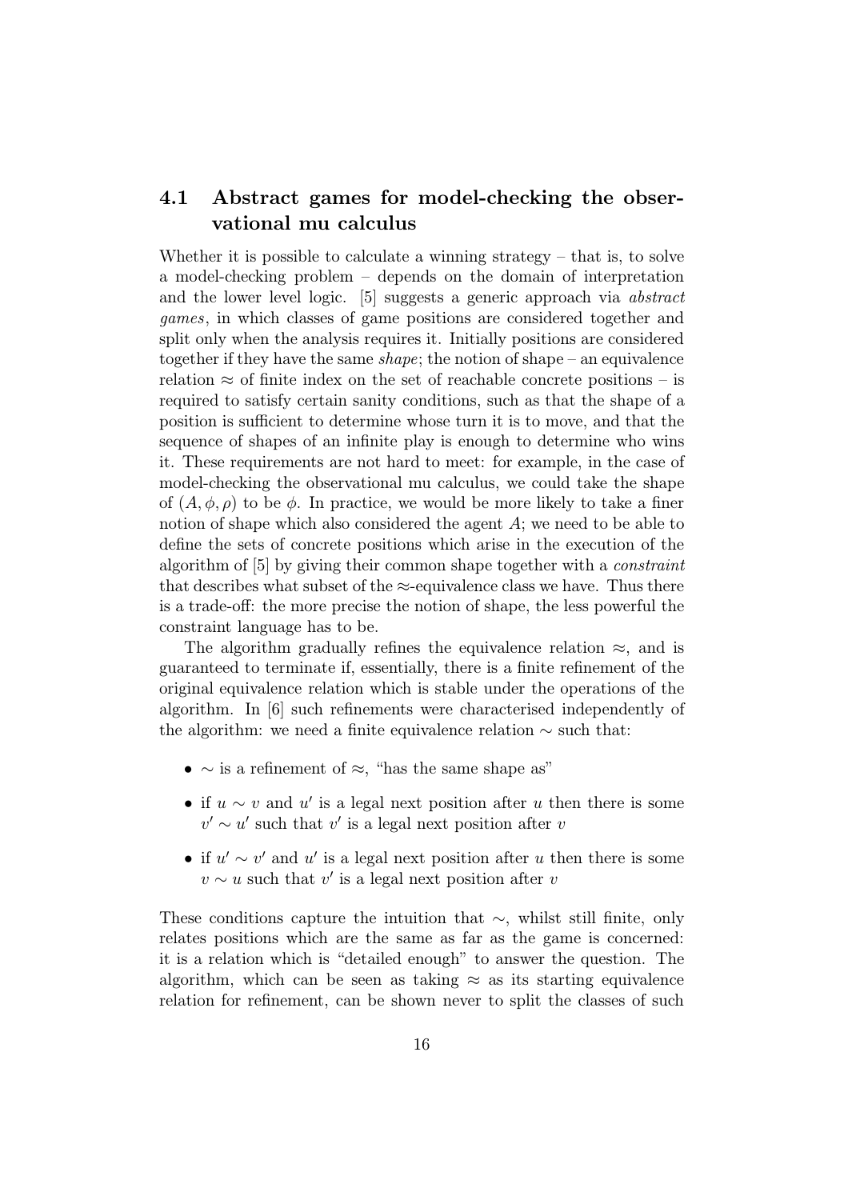### 4.1 Abstract games for model-checking the observational mu calculus

Whether it is possible to calculate a winning strategy – that is, to solve a model-checking problem – depends on the domain of interpretation and the lower level logic. [5] suggests a generic approach via *abstract games*, in which classes of game positions are considered together and split only when the analysis requires it. Initially positions are considered together if they have the same *shape*; the notion of shape – an equivalence relation $\approx$ of finite index on the set of reachable concrete positions – is required to satisfy certain sanity conditions, such as that the shape of a position is sufficient to determine whose turn it is to move, and that the sequence of shapes of an infinite play is enough to determine who wins it. These requirements are not hard to meet: for example, in the case of model-checking the observational mu calculus, we could take the shape of $(A, \phi, \rho)$ to be $\phi$. In practice, we would be more likely to take a finer notion of shape which also considered the agent $A$; we need to be able to define the sets of concrete positions which arise in the execution of the algorithm of [5] by giving their common shape together with a *constraint* that describes what subset of the $\approx$-equivalence class we have. Thus there is a trade-off: the more precise the notion of shape, the less powerful the constraint language has to be.

The algorithm gradually refines the equivalence relation $\approx$, and is guaranteed to terminate if, essentially, there is a finite refinement of the original equivalence relation which is stable under the operations of the algorithm. In [6] such refinements were characterised independently of the algorithm: we need a finite equivalence relation $\sim$ such that:

- $\sim$ is a refinement of $\approx$, "has the same shape as"
- if $u \sim v$ and $u'$ is a legal next position after $u$ then there is some $v' \sim u'$ such that $v'$ is a legal next position after $v$
- if $u' \sim v'$ and $u'$ is a legal next position after $u$ then there is some $v \sim u$ such that $v'$ is a legal next position after $v$

These conditions capture the intuition that $\sim$, whilst still finite, only relates positions which are the same as far as the game is concerned: it is a relation which is "detailed enough" to answer the question. The algorithm, which can be seen as taking $\approx$ as its starting equivalence relation for refinement, can be shown never to split the classes of such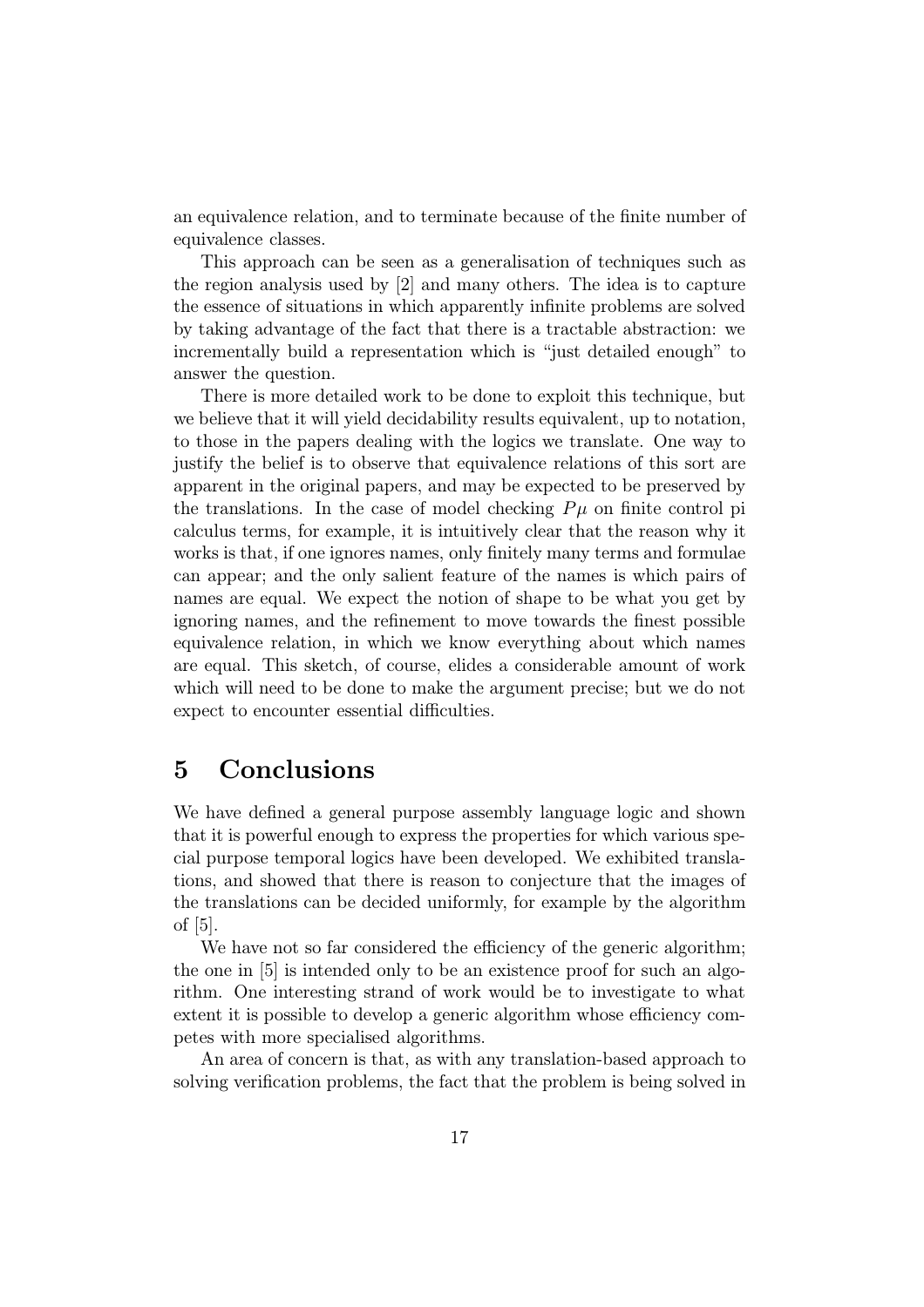an equivalence relation, and to terminate because of the finite number of equivalence classes.

This approach can be seen as a generalisation of techniques such as the region analysis used by [2] and many others. The idea is to capture the essence of situations in which apparently infinite problems are solved by taking advantage of the fact that there is a tractable abstraction: we incrementally build a representation which is "just detailed enough" to answer the question.

There is more detailed work to be done to exploit this technique, but we believe that it will yield decidability results equivalent, up to notation, to those in the papers dealing with the logics we translate. One way to justify the belief is to observe that equivalence relations of this sort are apparent in the original papers, and may be expected to be preserved by the translations. In the case of model checking $P\mu$ on finite control pi calculus terms, for example, it is intuitively clear that the reason why it works is that, if one ignores names, only finitely many terms and formulae can appear; and the only salient feature of the names is which pairs of names are equal. We expect the notion of shape to be what you get by ignoring names, and the refinement to move towards the finest possible equivalence relation, in which we know everything about which names are equal. This sketch, of course, elides a considerable amount of work which will need to be done to make the argument precise; but we do not expect to encounter essential difficulties.

# 5 Conclusions

We have defined a general purpose assembly language logic and shown that it is powerful enough to express the properties for which various special purpose temporal logics have been developed. We exhibited translations, and showed that there is reason to conjecture that the images of the translations can be decided uniformly, for example by the algorithm of [5].

We have not so far considered the efficiency of the generic algorithm; the one in [5] is intended only to be an existence proof for such an algorithm. One interesting strand of work would be to investigate to what extent it is possible to develop a generic algorithm whose efficiency competes with more specialised algorithms.

An area of concern is that, as with any translation-based approach to solving verification problems, the fact that the problem is being solved in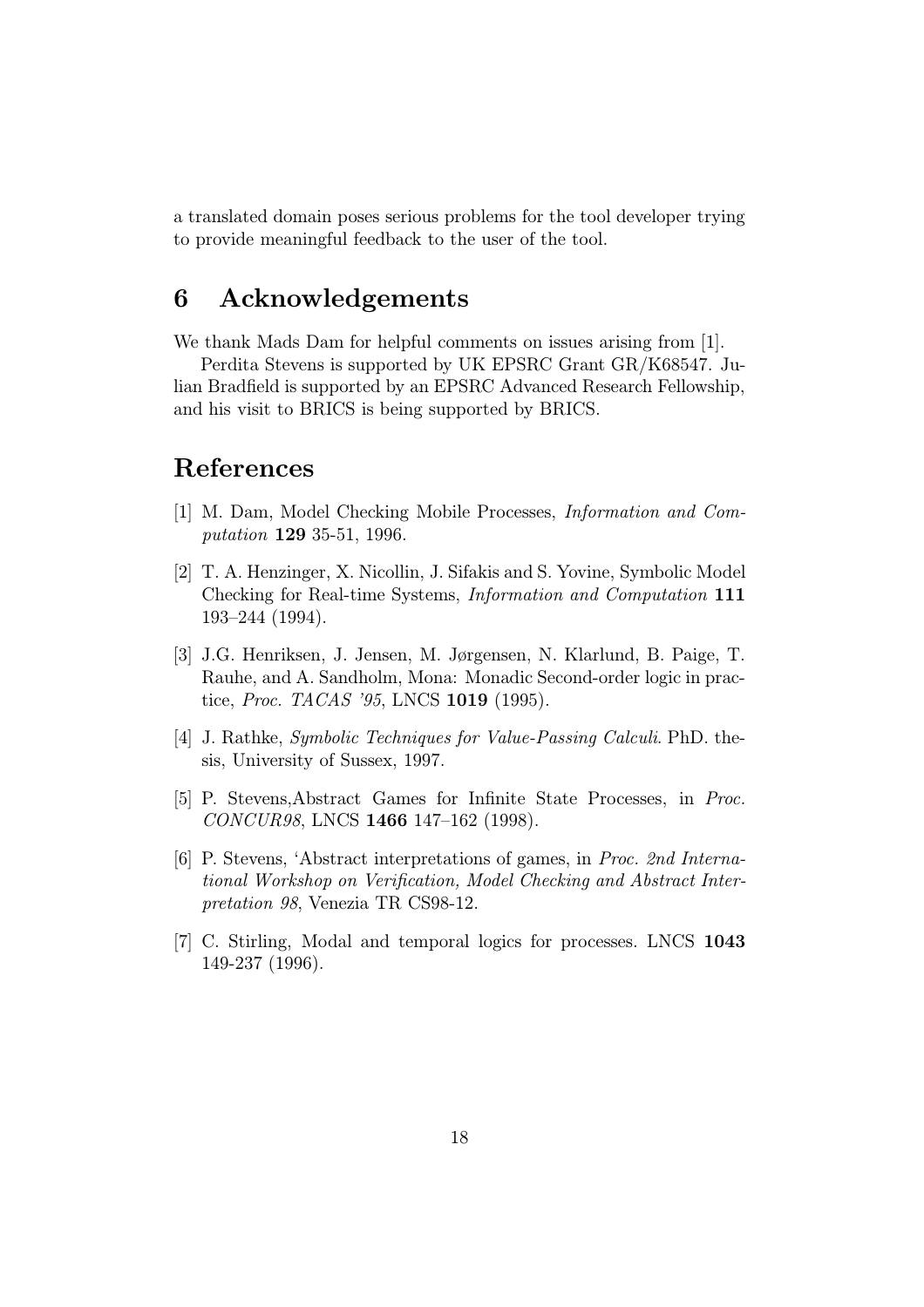a translated domain poses serious problems for the tool developer trying to provide meaningful feedback to the user of the tool.

# 6 Acknowledgements

We thank Mads Dam for helpful comments on issues arising from [1].

Perdita Stevens is supported by UK EPSRC Grant GR/K68547. Julian Bradfield is supported by an EPSRC Advanced Research Fellowship, and his visit to BRICS is being supported by BRICS.

# References

[1] M. Dam, Model Checking Mobile Processes, *Information and Computation* **129** 35-51, 1996.

[2] T. A. Henzinger, X. Nicollin, J. Sifakis and S. Yovine, Symbolic Model Checking for Real-time Systems, *Information and Computation* **111** 193–244 (1994).

[3] J.G. Henriksen, J. Jensen, M. Jørgensen, N. Klarlund, B. Paige, T. Rauhe, and A. Sandholm, Mona: Monadic Second-order logic in practice, *Proc. TACAS '95*, LNCS **1019** (1995).

[4] J. Rathke, *Symbolic Techniques for Value-Passing Calculi*. PhD. thesis, University of Sussex, 1997.

[5] P. Stevens,Abstract Games for Infinite State Processes, in *Proc. CONCUR98*, LNCS **1466** 147–162 (1998).

[6] P. Stevens, 'Abstract interpretations of games, in *Proc. 2nd International Workshop on Verification, Model Checking and Abstract Interpretation 98*, Venezia TR CS98-12.

[7] C. Stirling, Modal and temporal logics for processes. LNCS **1043** 149-237 (1996).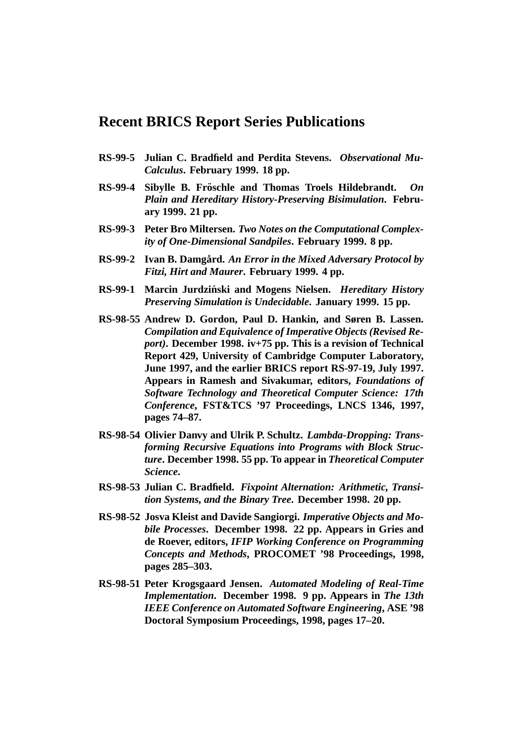## Recent BRICS Report Series Publications

**RS-99-5 Julian C. Bradfield and Perdita Stevens.** ***Observational Mu-Calculus*****. February 1999. 18 pp.**

**RS-99-4 Sibylle B. Fröschle and Thomas Troels Hildebrandt.** ***On Plain and Hereditary History-Preserving Bisimulation*****. February 1999. 21 pp.**

**RS-99-3 Peter Bro Miltersen.** ***Two Notes on the Computational Complexity of One-Dimensional Sandpiles*****. February 1999. 8 pp.**

**RS-99-2 Ivan B. Damgård.** ***An Error in the Mixed Adversary Protocol by Fitzi, Hirt and Maurer*****. February 1999. 4 pp.**

**RS-99-1 Marcin Jurdziński and Mogens Nielsen.** ***Hereditary History Preserving Simulation is Undecidable*****. January 1999. 15 pp.**

**RS-98-55 Andrew D. Gordon, Paul D. Hankin, and Søren B. Lassen.** ***Compilation and Equivalence of Imperative Objects (Revised Report)*****. December 1998. iv+75 pp. This is a revision of Technical Report 429, University of Cambridge Computer Laboratory, June 1997, and the earlier BRICS report RS-97-19, July 1997. Appears in Ramesh and Sivakumar, editors,** ***Foundations of Software Technology and Theoretical Computer Science: 17th Conference*****, FST&TCS '97 Proceedings, LNCS 1346, 1997, pages 74–87.**

**RS-98-54 Olivier Danvy and Ulrik P. Schultz.** ***Lambda-Dropping: Transforming Recursive Equations into Programs with Block Structure*****. December 1998. 55 pp. To appear in** ***Theoretical Computer Science*****.**

**RS-98-53 Julian C. Bradfield.** ***Fixpoint Alternation: Arithmetic, Transition Systems, and the Binary Tree*****. December 1998. 20 pp.**

**RS-98-52 Josva Kleist and Davide Sangiorgi.** ***Imperative Objects and Mobile Processes*****. December 1998. 22 pp. Appears in Gries and de Roever, editors,** ***IFIP Working Conference on Programming Concepts and Methods*****, PROCOMET '98 Proceedings, 1998, pages 285–303.**

**RS-98-51 Peter Krogsgaard Jensen.** ***Automated Modeling of Real-Time Implementation*****. December 1998. 9 pp. Appears in** ***The 13th IEEE Conference on Automated Software Engineering*****, ASE '98 Doctoral Symposium Proceedings, 1998, pages 17–20.**